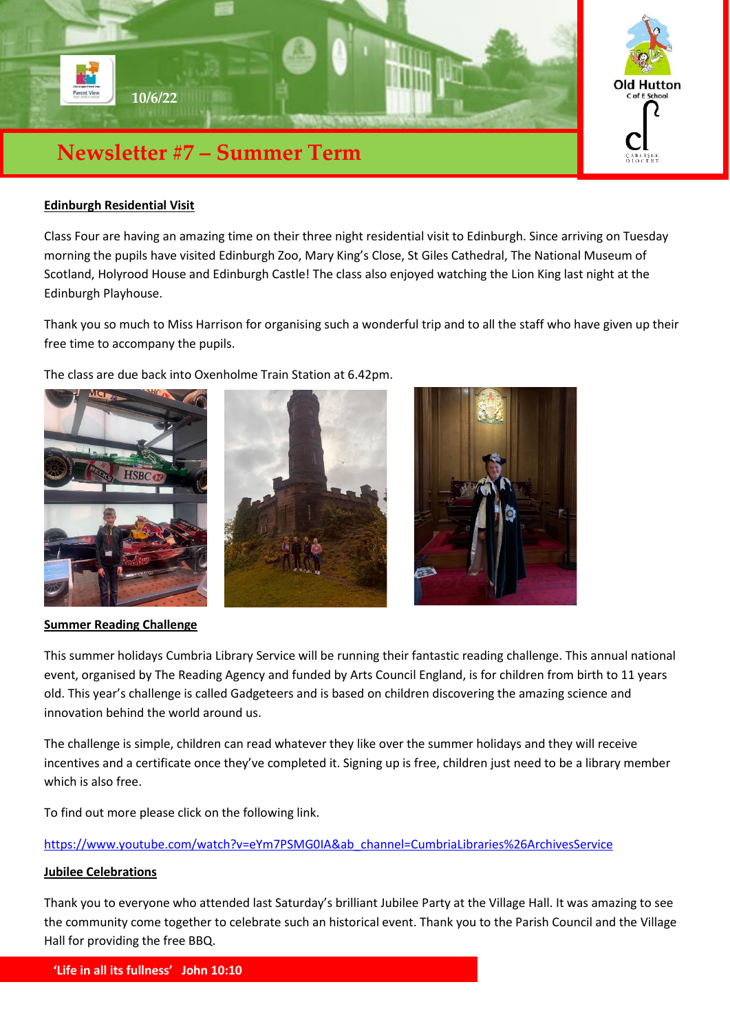10/6/22

# Newsletter #7 – Summer Term

## Edinburgh Residential Visit

Class Four are having an amazing time on their three night residential visit to Edinburgh. Since arriving on Tuesday morning the pupils have visited Edinburgh Zoo, Mary King's Close, St Giles Cathedral, The National Museum of Scotland, Holyrood House and Edinburgh Castle! The class also enjoyed watching the Lion King last night at the Edinburgh Playhouse.

Thank you so much to Miss Harrison for organising such a wonderful trip and to all the staff who have given up their free time to accompany the pupils.

The class are due back into Oxenholme Train Station at 6.42pm.

## Summer Reading Challenge

This summer holidays Cumbria Library Service will be running their fantastic reading challenge. This annual national event, organised by The Reading Agency and funded by Arts Council England, is for children from birth to 11 years old. This year's challenge is called Gadgeteers and is based on children discovering the amazing science and innovation behind the world around us.

The challenge is simple, children can read whatever they like over the summer holidays and they will receive incentives and a certificate once they've completed it. Signing up is free, children just need to be a library member which is also free.

To find out more please click on the following link.

https://www.youtube.com/watch?v=eYm7PSMG0IA&ab_channel=CumbriaLibraries%26ArchivesService

## Jubilee Celebrations

Thank you to everyone who attended last Saturday's brilliant Jubilee Party at the Village Hall. It was amazing to see the community come together to celebrate such an historical event. Thank you to the Parish Council and the Village Hall for providing the free BBQ.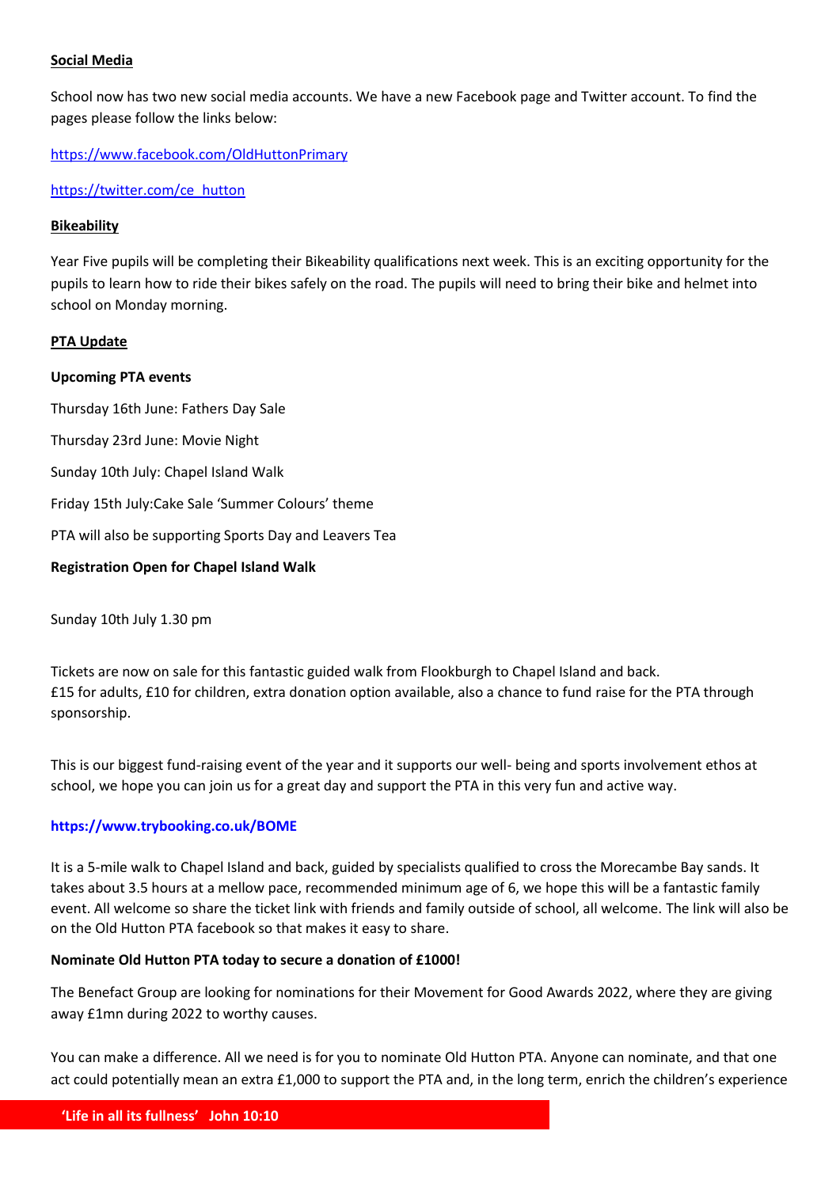**Social Media**

School now has two new social media accounts. We have a new Facebook page and Twitter account. To find the pages please follow the links below:

https://www.facebook.com/OldHuttonPrimary

https://twitter.com/ce_hutton

**Bikeability**

Year Five pupils will be completing their Bikeability qualifications next week. This is an exciting opportunity for the pupils to learn how to ride their bikes safely on the road. The pupils will need to bring their bike and helmet into school on Monday morning.

**PTA Update**

**Upcoming PTA events**

Thursday 16th June: Fathers Day Sale

Thursday 23rd June: Movie Night

Sunday 10th July: Chapel Island Walk

Friday 15th July:Cake Sale 'Summer Colours' theme

PTA will also be supporting Sports Day and Leavers Tea

**Registration Open for Chapel Island Walk**

Sunday 10th July 1.30 pm

Tickets are now on sale for this fantastic guided walk from Flookburgh to Chapel Island and back.
£15 for adults, £10 for children, extra donation option available, also a chance to fund raise for the PTA through sponsorship.

This is our biggest fund-raising event of the year and it supports our well- being and sports involvement ethos at school, we hope you can join us for a great day and support the PTA in this very fun and active way.

**https://www.trybooking.co.uk/BOME**

It is a 5-mile walk to Chapel Island and back, guided by specialists qualified to cross the Morecambe Bay sands. It takes about 3.5 hours at a mellow pace, recommended minimum age of 6, we hope this will be a fantastic family event. All welcome so share the ticket link with friends and family outside of school, all welcome. The link will also be on the Old Hutton PTA facebook so that makes it easy to share.

**Nominate Old Hutton PTA today to secure a donation of £1000!**

The Benefact Group are looking for nominations for their Movement for Good Awards 2022, where they are giving away £1mn during 2022 to worthy causes.

You can make a difference. All we need is for you to nominate Old Hutton PTA. Anyone can nominate, and that one act could potentially mean an extra £1,000 to support the PTA and, in the long term, enrich the children's experience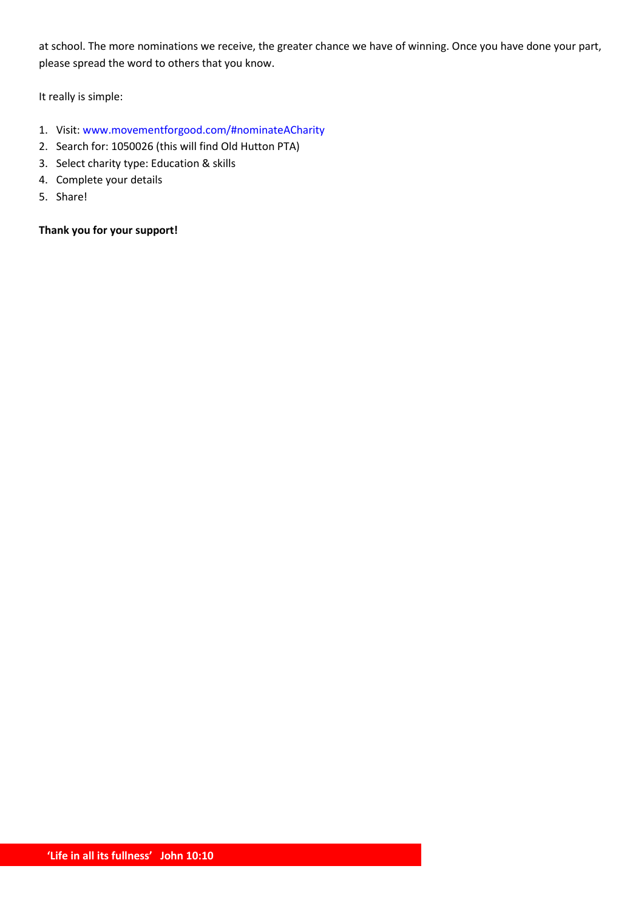at school. The more nominations we receive, the greater chance we have of winning. Once you have done your part, please spread the word to others that you know.

It really is simple:

1. Visit: www.movementforgood.com/#nominateACharity
2. Search for: 1050026 (this will find Old Hutton PTA)
3. Select charity type: Education & skills
4. Complete your details
5. Share!

**Thank you for your support!**